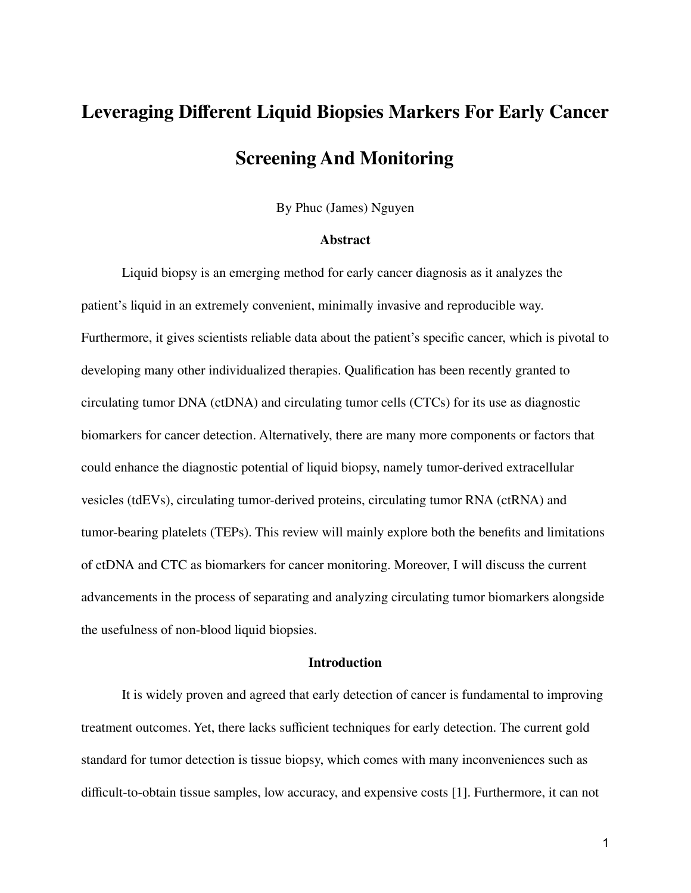# Leveraging Different Liquid Biopsies Markers For Early Cancer Screening And Monitoring

By Phuc (James) Nguyen

## Abstract

Liquid biopsy is an emerging method for early cancer diagnosis as it analyzes the patient's liquid in an extremely convenient, minimally invasive and reproducible way. Furthermore, it gives scientists reliable data about the patient's specific cancer, which is pivotal to developing many other individualized therapies. Qualification has been recently granted to circulating tumor DNA (ctDNA) and circulating tumor cells (CTCs) for its use as diagnostic biomarkers for cancer detection. Alternatively, there are many more components or factors that could enhance the diagnostic potential of liquid biopsy, namely tumor-derived extracellular vesicles (tdEVs), circulating tumor-derived proteins, circulating tumor RNA (ctRNA) and tumor-bearing platelets (TEPs). This review will mainly explore both the benefits and limitations of ctDNA and CTC as biomarkers for cancer monitoring. Moreover, I will discuss the current advancements in the process of separating and analyzing circulating tumor biomarkers alongside the usefulness of non-blood liquid biopsies.

## Introduction

It is widely proven and agreed that early detection of cancer is fundamental to improving treatment outcomes. Yet, there lacks sufficient techniques for early detection. The current gold standard for tumor detection is tissue biopsy, which comes with many inconveniences such as difficult-to-obtain tissue samples, low accuracy, and expensive costs [1]. Furthermore, it can not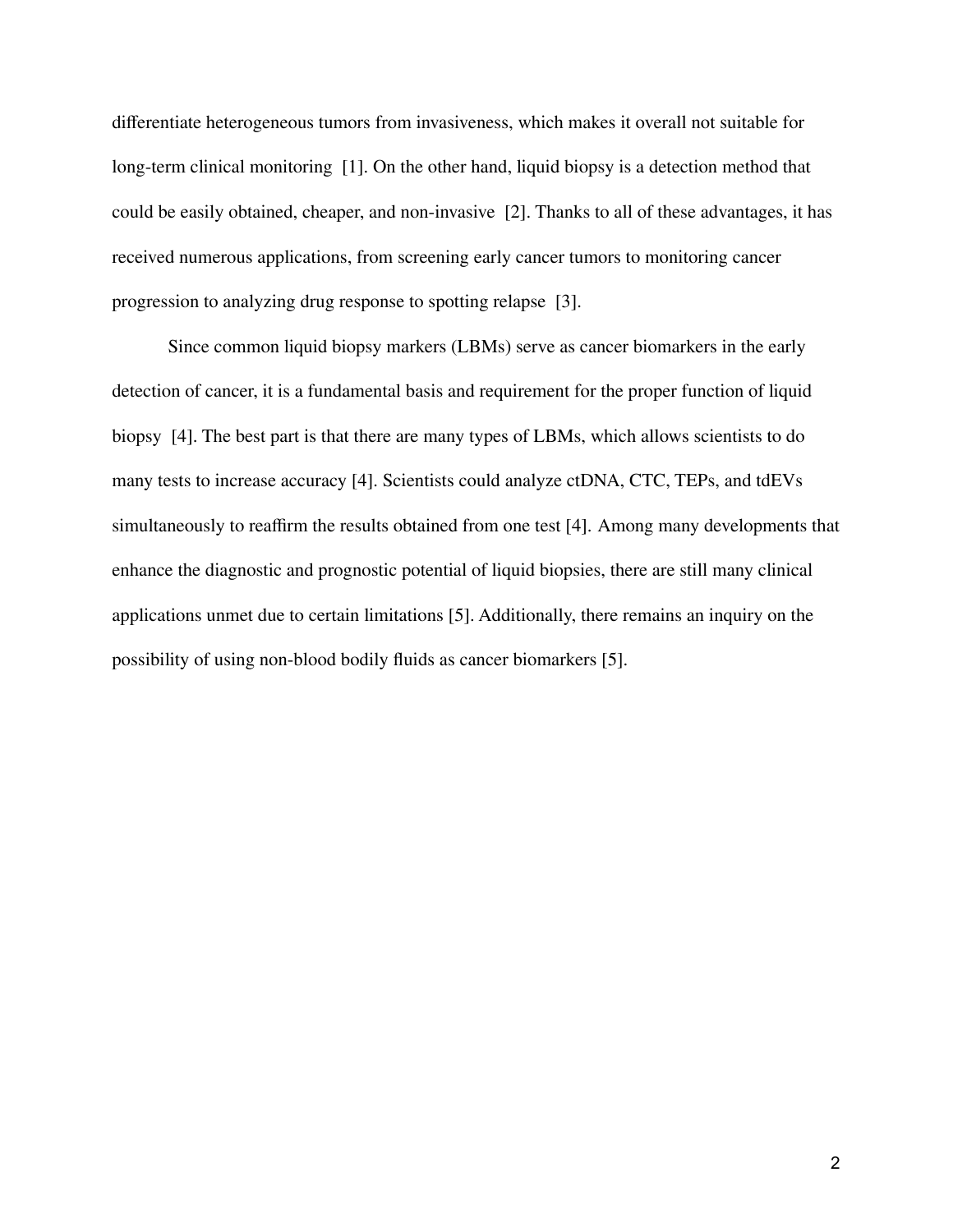differentiate heterogeneous tumors from invasiveness, which makes it overall not suitable for long-term clinical monitoring [1]. On the other hand, liquid biopsy is a detection method that could be easily obtained, cheaper, and non-invasive [2]. Thanks to all of these advantages, it has received numerous applications, from screening early cancer tumors to monitoring cancer progression to analyzing drug response to spotting relapse [3].

Since common liquid biopsy markers (LBMs) serve as cancer biomarkers in the early detection of cancer, it is a fundamental basis and requirement for the proper function of liquid biopsy [4]. The best part is that there are many types of LBMs, which allows scientists to do many tests to increase accuracy [4]. Scientists could analyze ctDNA, CTC, TEPs, and tdEVs simultaneously to reaffirm the results obtained from one test [4]. Among many developments that enhance the diagnostic and prognostic potential of liquid biopsies, there are still many clinical applications unmet due to certain limitations [5]. Additionally, there remains an inquiry on the possibility of using non-blood bodily fluids as cancer biomarkers [5].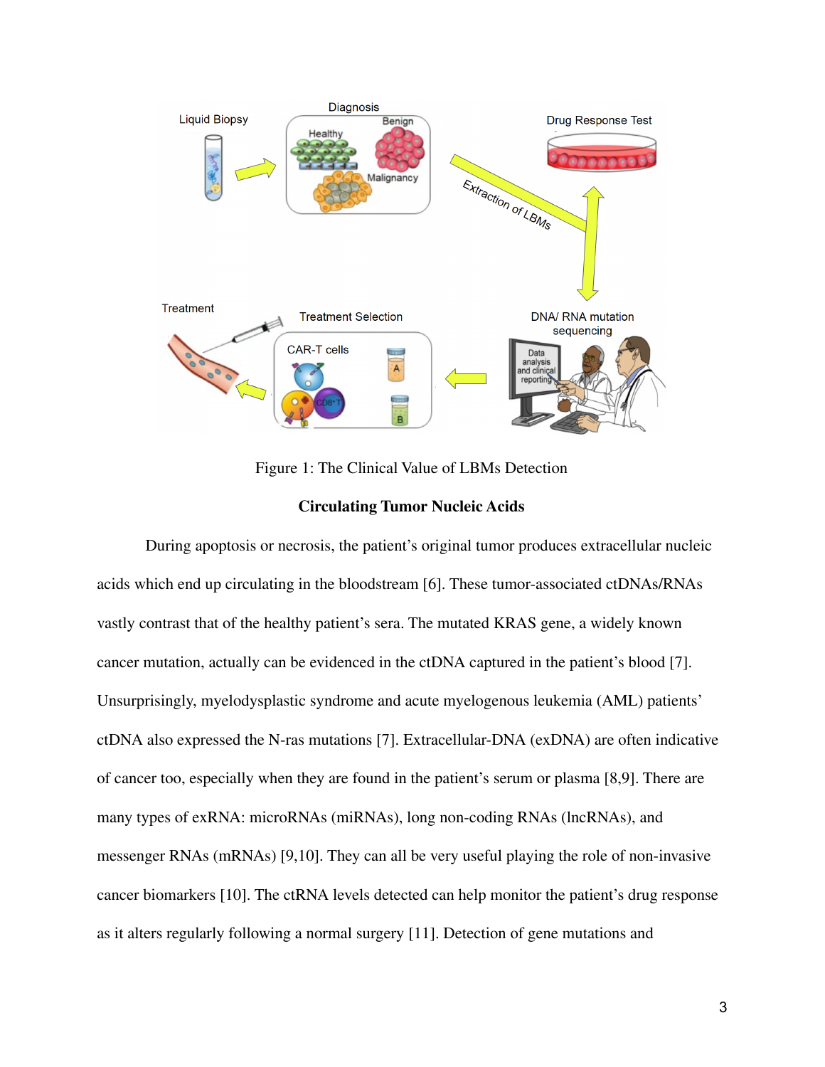Figure 1: The Clinical Value of LBMs Detection

## Circulating Tumor Nucleic Acids

During apoptosis or necrosis, the patient's original tumor produces extracellular nucleic acids which end up circulating in the bloodstream [6]. These tumor-associated ctDNAs/RNAs vastly contrast that of the healthy patient's sera. The mutated KRAS gene, a widely known cancer mutation, actually can be evidenced in the ctDNA captured in the patient's blood [7]. Unsurprisingly, myelodysplastic syndrome and acute myelogenous leukemia (AML) patients' ctDNA also expressed the N-ras mutations [7]. Extracellular-DNA (exDNA) are often indicative of cancer too, especially when they are found in the patient's serum or plasma [8,9]. There are many types of exRNA: microRNAs (miRNAs), long non-coding RNAs (lncRNAs), and messenger RNAs (mRNAs) [9,10]. They can all be very useful playing the role of non-invasive cancer biomarkers [10]. The ctRNA levels detected can help monitor the patient's drug response as it alters regularly following a normal surgery [11]. Detection of gene mutations and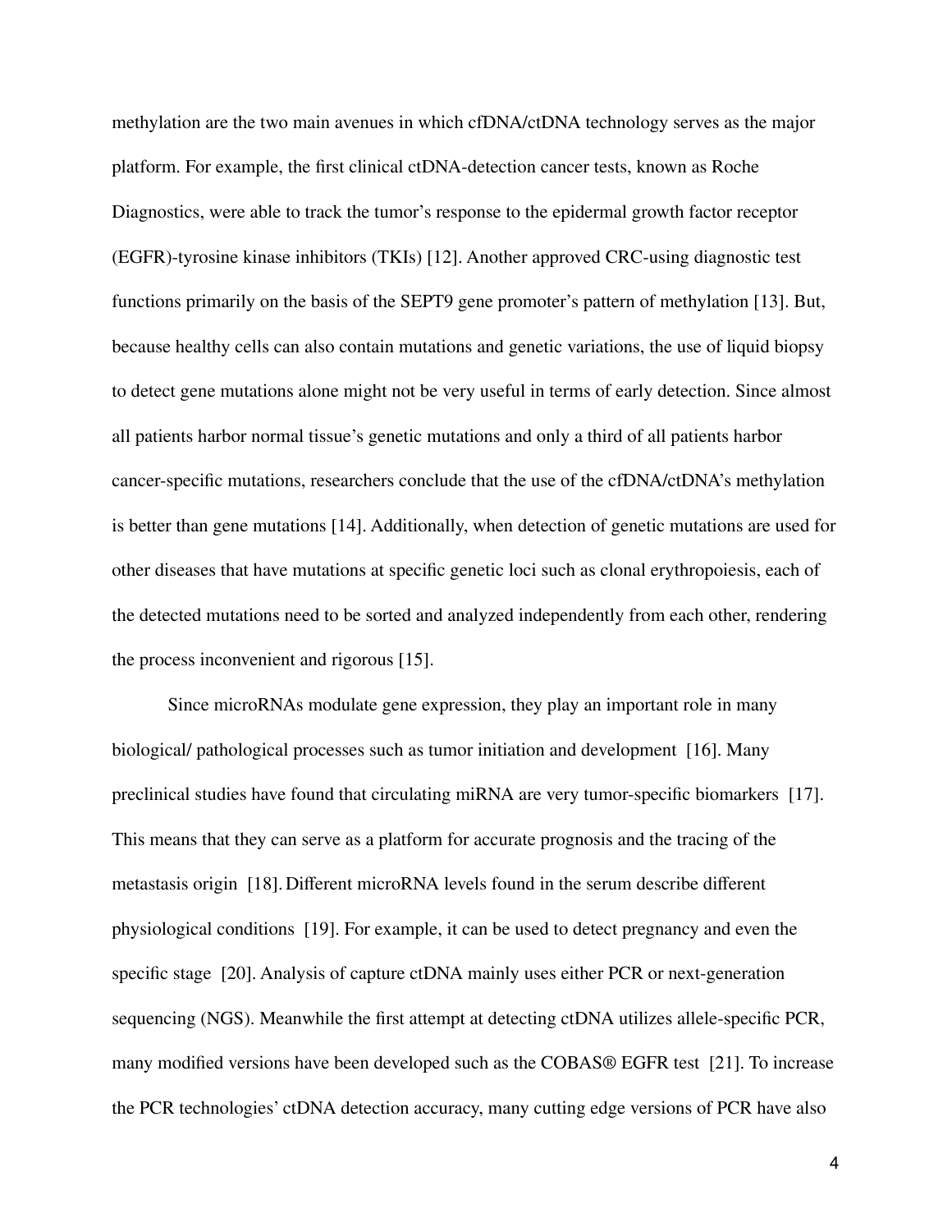methylation are the two main avenues in which cfDNA/ctDNA technology serves as the major platform. For example, the first clinical ctDNA-detection cancer tests, known as Roche Diagnostics, were able to track the tumor's response to the epidermal growth factor receptor (EGFR)-tyrosine kinase inhibitors (TKIs) [12]. Another approved CRC-using diagnostic test functions primarily on the basis of the SEPT9 gene promoter's pattern of methylation [13]. But, because healthy cells can also contain mutations and genetic variations, the use of liquid biopsy to detect gene mutations alone might not be very useful in terms of early detection. Since almost all patients harbor normal tissue's genetic mutations and only a third of all patients harbor cancer-specific mutations, researchers conclude that the use of the cfDNA/ctDNA's methylation is better than gene mutations [14]. Additionally, when detection of genetic mutations are used for other diseases that have mutations at specific genetic loci such as clonal erythropoiesis, each of the detected mutations need to be sorted and analyzed independently from each other, rendering the process inconvenient and rigorous [15].

Since microRNAs modulate gene expression, they play an important role in many biological/ pathological processes such as tumor initiation and development [16]. Many preclinical studies have found that circulating miRNA are very tumor-specific biomarkers [17]. This means that they can serve as a platform for accurate prognosis and the tracing of the metastasis origin [18]. Different microRNA levels found in the serum describe different physiological conditions [19]. For example, it can be used to detect pregnancy and even the specific stage [20]. Analysis of capture ctDNA mainly uses either PCR or next-generation sequencing (NGS). Meanwhile the first attempt at detecting ctDNA utilizes allele-specific PCR, many modified versions have been developed such as the COBAS® EGFR test [21]. To increase the PCR technologies' ctDNA detection accuracy, many cutting edge versions of PCR have also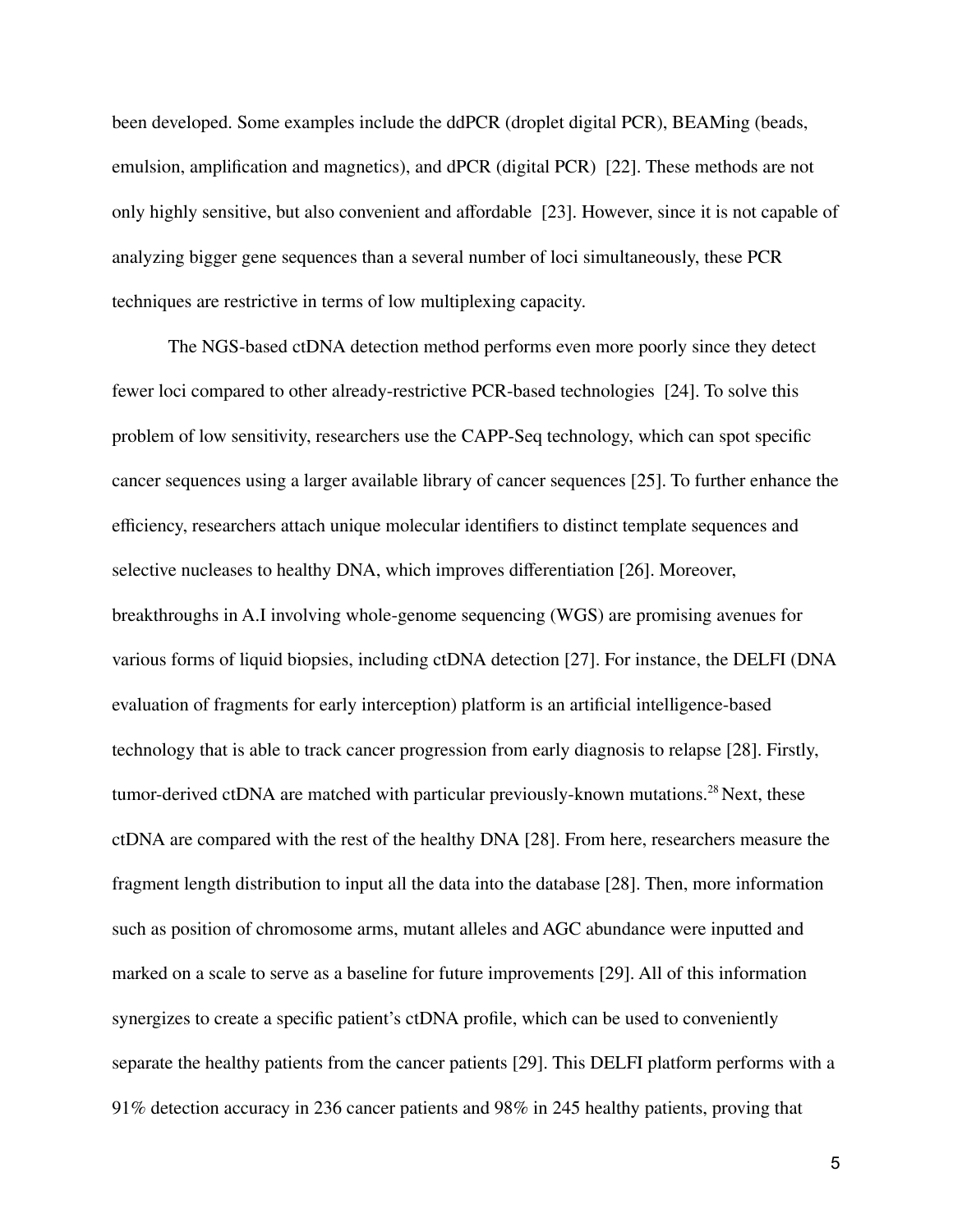been developed. Some examples include the ddPCR (droplet digital PCR), BEAMing (beads, emulsion, amplification and magnetics), and dPCR (digital PCR) [22]. These methods are not only highly sensitive, but also convenient and affordable [23]. However, since it is not capable of analyzing bigger gene sequences than a several number of loci simultaneously, these PCR techniques are restrictive in terms of low multiplexing capacity.

The NGS-based ctDNA detection method performs even more poorly since they detect fewer loci compared to other already-restrictive PCR-based technologies [24]. To solve this problem of low sensitivity, researchers use the CAPP-Seq technology, which can spot specific cancer sequences using a larger available library of cancer sequences [25]. To further enhance the efficiency, researchers attach unique molecular identifiers to distinct template sequences and selective nucleases to healthy DNA, which improves differentiation [26]. Moreover, breakthroughs in A.I involving whole-genome sequencing (WGS) are promising avenues for various forms of liquid biopsies, including ctDNA detection [27]. For instance, the DELFI (DNA evaluation of fragments for early interception) platform is an artificial intelligence-based technology that is able to track cancer progression from early diagnosis to relapse [28]. Firstly, tumor-derived ctDNA are matched with particular previously-known mutations.[28] Next, these ctDNA are compared with the rest of the healthy DNA [28]. From here, researchers measure the fragment length distribution to input all the data into the database [28]. Then, more information such as position of chromosome arms, mutant alleles and AGC abundance were inputted and marked on a scale to serve as a baseline for future improvements [29]. All of this information synergizes to create a specific patient's ctDNA profile, which can be used to conveniently separate the healthy patients from the cancer patients [29]. This DELFI platform performs with a 91% detection accuracy in 236 cancer patients and 98% in 245 healthy patients, proving that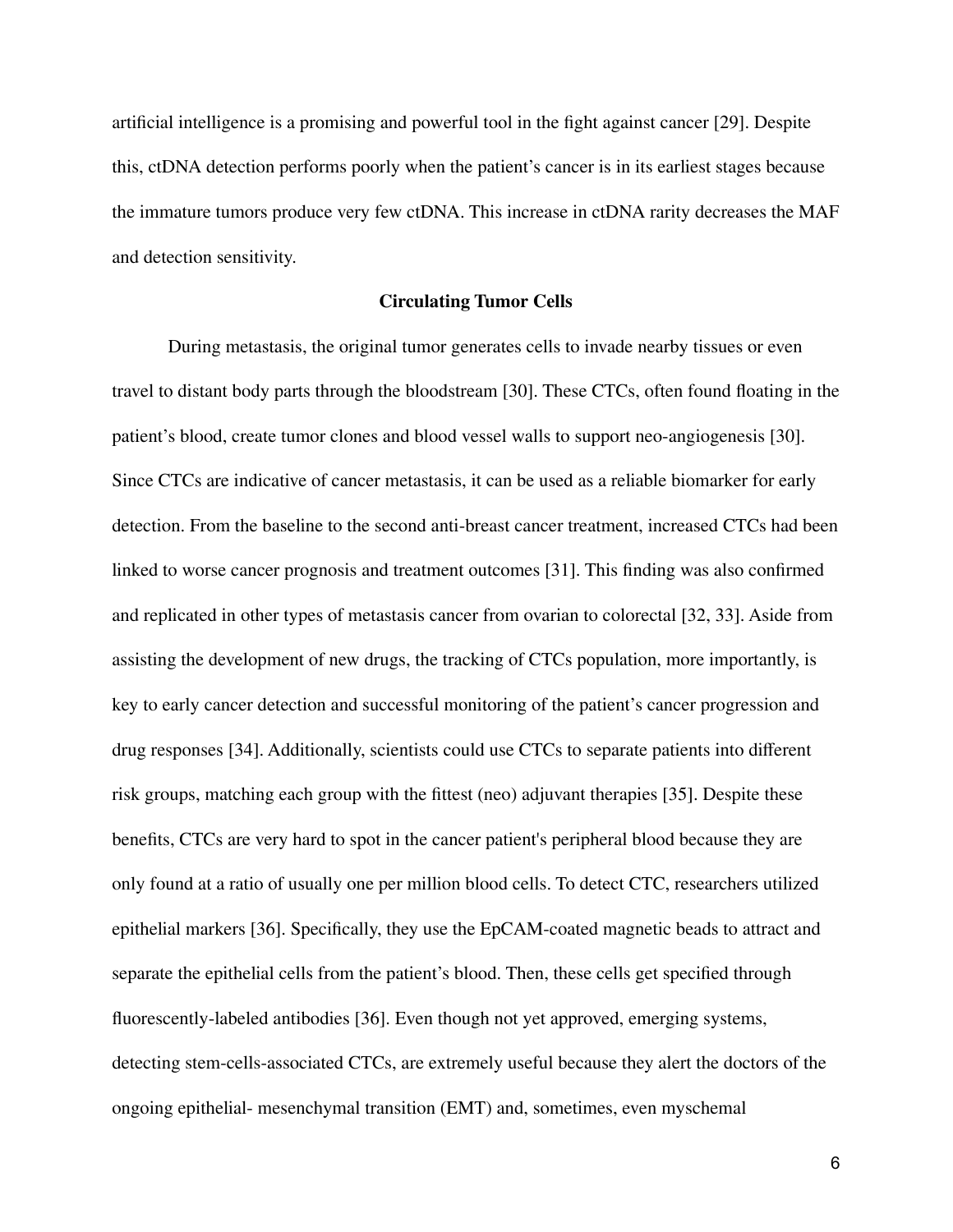artificial intelligence is a promising and powerful tool in the fight against cancer [29]. Despite this, ctDNA detection performs poorly when the patient's cancer is in its earliest stages because the immature tumors produce very few ctDNA. This increase in ctDNA rarity decreases the MAF and detection sensitivity.

## Circulating Tumor Cells

During metastasis, the original tumor generates cells to invade nearby tissues or even travel to distant body parts through the bloodstream [30]. These CTCs, often found floating in the patient's blood, create tumor clones and blood vessel walls to support neo-angiogenesis [30]. Since CTCs are indicative of cancer metastasis, it can be used as a reliable biomarker for early detection. From the baseline to the second anti-breast cancer treatment, increased CTCs had been linked to worse cancer prognosis and treatment outcomes [31]. This finding was also confirmed and replicated in other types of metastasis cancer from ovarian to colorectal [32, 33]. Aside from assisting the development of new drugs, the tracking of CTCs population, more importantly, is key to early cancer detection and successful monitoring of the patient's cancer progression and drug responses [34]. Additionally, scientists could use CTCs to separate patients into different risk groups, matching each group with the fittest (neo) adjuvant therapies [35]. Despite these benefits, CTCs are very hard to spot in the cancer patient's peripheral blood because they are only found at a ratio of usually one per million blood cells. To detect CTC, researchers utilized epithelial markers [36]. Specifically, they use the EpCAM-coated magnetic beads to attract and separate the epithelial cells from the patient's blood. Then, these cells get specified through fluorescently-labeled antibodies [36]. Even though not yet approved, emerging systems, detecting stem-cells-associated CTCs, are extremely useful because they alert the doctors of the ongoing epithelial- mesenchymal transition (EMT) and, sometimes, even myschemal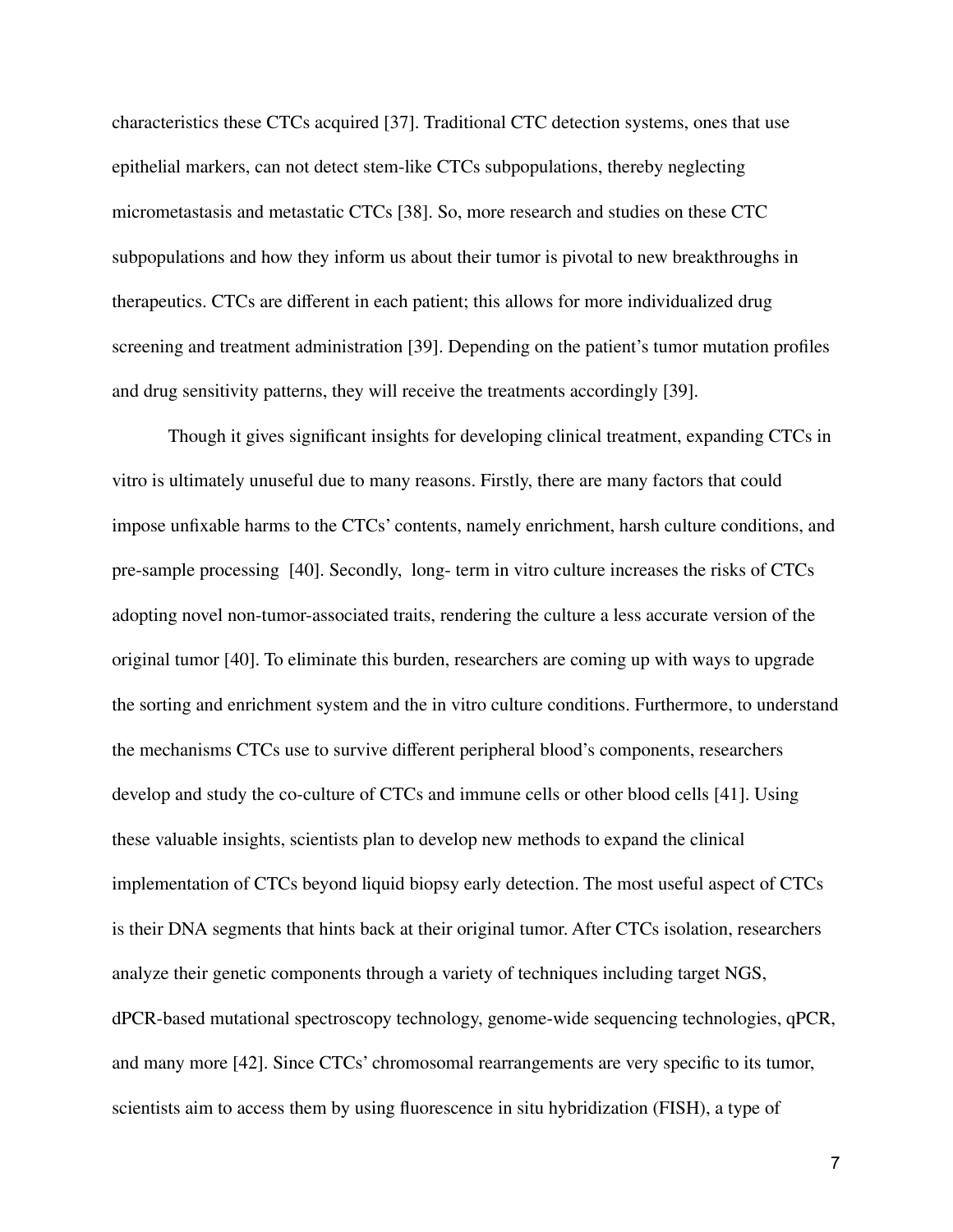characteristics these CTCs acquired [37]. Traditional CTC detection systems, ones that use epithelial markers, can not detect stem-like CTCs subpopulations, thereby neglecting micrometastasis and metastatic CTCs [38]. So, more research and studies on these CTC subpopulations and how they inform us about their tumor is pivotal to new breakthroughs in therapeutics. CTCs are different in each patient; this allows for more individualized drug screening and treatment administration [39]. Depending on the patient's tumor mutation profiles and drug sensitivity patterns, they will receive the treatments accordingly [39].

Though it gives significant insights for developing clinical treatment, expanding CTCs in vitro is ultimately unuseful due to many reasons. Firstly, there are many factors that could impose unfixable harms to the CTCs' contents, namely enrichment, harsh culture conditions, and pre-sample processing [40]. Secondly, long- term in vitro culture increases the risks of CTCs adopting novel non-tumor-associated traits, rendering the culture a less accurate version of the original tumor [40]. To eliminate this burden, researchers are coming up with ways to upgrade the sorting and enrichment system and the in vitro culture conditions. Furthermore, to understand the mechanisms CTCs use to survive different peripheral blood's components, researchers develop and study the co-culture of CTCs and immune cells or other blood cells [41]. Using these valuable insights, scientists plan to develop new methods to expand the clinical implementation of CTCs beyond liquid biopsy early detection. The most useful aspect of CTCs is their DNA segments that hints back at their original tumor. After CTCs isolation, researchers analyze their genetic components through a variety of techniques including target NGS, dPCR-based mutational spectroscopy technology, genome-wide sequencing technologies, qPCR, and many more [42]. Since CTCs' chromosomal rearrangements are very specific to its tumor, scientists aim to access them by using fluorescence in situ hybridization (FISH), a type of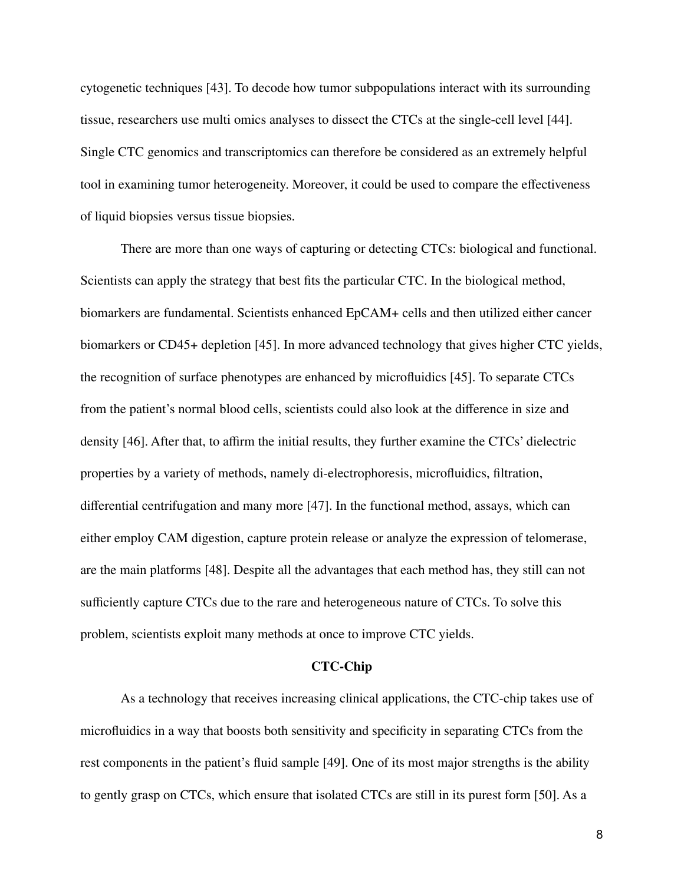cytogenetic techniques [43]. To decode how tumor subpopulations interact with its surrounding tissue, researchers use multi omics analyses to dissect the CTCs at the single-cell level [44]. Single CTC genomics and transcriptomics can therefore be considered as an extremely helpful tool in examining tumor heterogeneity. Moreover, it could be used to compare the effectiveness of liquid biopsies versus tissue biopsies.

There are more than one ways of capturing or detecting CTCs: biological and functional. Scientists can apply the strategy that best fits the particular CTC. In the biological method, biomarkers are fundamental. Scientists enhanced EpCAM+ cells and then utilized either cancer biomarkers or CD45+ depletion [45]. In more advanced technology that gives higher CTC yields, the recognition of surface phenotypes are enhanced by microfluidics [45]. To separate CTCs from the patient's normal blood cells, scientists could also look at the difference in size and density [46]. After that, to affirm the initial results, they further examine the CTCs' dielectric properties by a variety of methods, namely di-electrophoresis, microfluidics, filtration, differential centrifugation and many more [47]. In the functional method, assays, which can either employ CAM digestion, capture protein release or analyze the expression of telomerase, are the main platforms [48]. Despite all the advantages that each method has, they still can not sufficiently capture CTCs due to the rare and heterogeneous nature of CTCs. To solve this problem, scientists exploit many methods at once to improve CTC yields.

## CTC-Chip

As a technology that receives increasing clinical applications, the CTC-chip takes use of microfluidics in a way that boosts both sensitivity and specificity in separating CTCs from the rest components in the patient's fluid sample [49]. One of its most major strengths is the ability to gently grasp on CTCs, which ensure that isolated CTCs are still in its purest form [50]. As a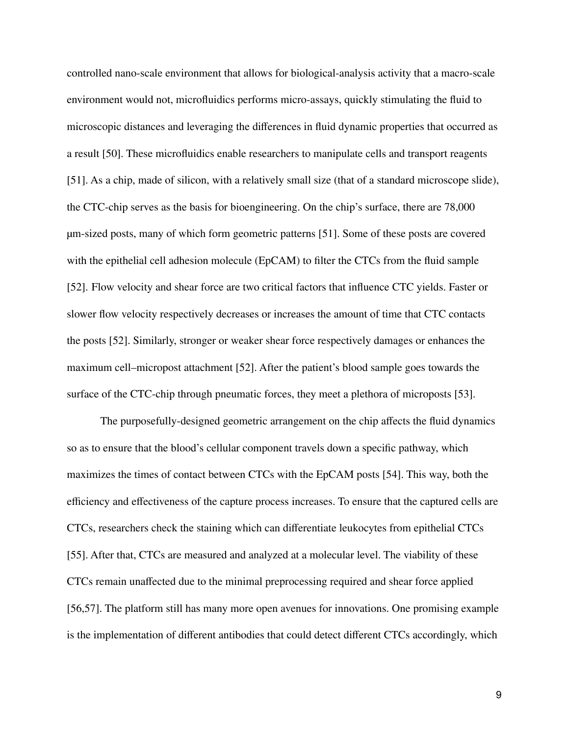controlled nano-scale environment that allows for biological-analysis activity that a macro-scale environment would not, microfluidics performs micro-assays, quickly stimulating the fluid to microscopic distances and leveraging the differences in fluid dynamic properties that occurred as a result [50]. These microfluidics enable researchers to manipulate cells and transport reagents [51]. As a chip, made of silicon, with a relatively small size (that of a standard microscope slide), the CTC-chip serves as the basis for bioengineering. On the chip's surface, there are 78,000 µm-sized posts, many of which form geometric patterns [51]. Some of these posts are covered with the epithelial cell adhesion molecule (EpCAM) to filter the CTCs from the fluid sample [52]. Flow velocity and shear force are two critical factors that influence CTC yields. Faster or slower flow velocity respectively decreases or increases the amount of time that CTC contacts the posts [52]. Similarly, stronger or weaker shear force respectively damages or enhances the maximum cell–micropost attachment [52]. After the patient's blood sample goes towards the surface of the CTC-chip through pneumatic forces, they meet a plethora of microposts [53].

The purposefully-designed geometric arrangement on the chip affects the fluid dynamics so as to ensure that the blood's cellular component travels down a specific pathway, which maximizes the times of contact between CTCs with the EpCAM posts [54]. This way, both the efficiency and effectiveness of the capture process increases. To ensure that the captured cells are CTCs, researchers check the staining which can differentiate leukocytes from epithelial CTCs [55]. After that, CTCs are measured and analyzed at a molecular level. The viability of these CTCs remain unaffected due to the minimal preprocessing required and shear force applied [56,57]. The platform still has many more open avenues for innovations. One promising example is the implementation of different antibodies that could detect different CTCs accordingly, which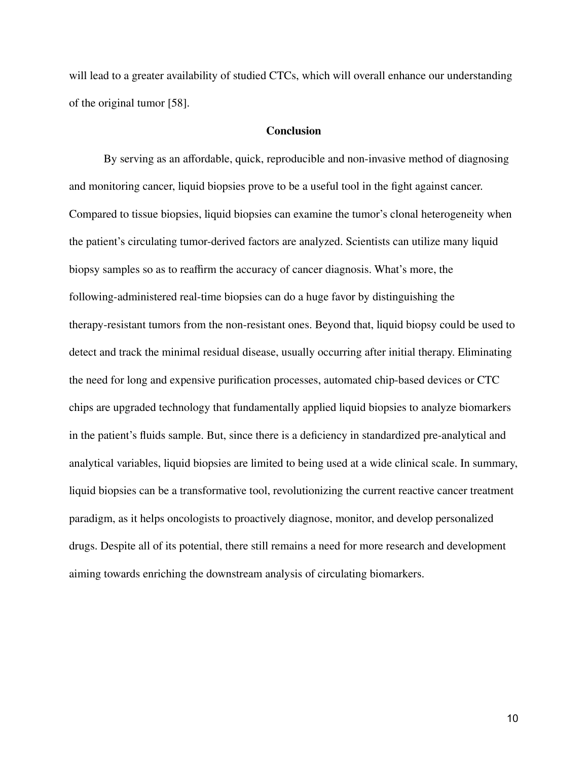will lead to a greater availability of studied CTCs, which will overall enhance our understanding of the original tumor [58].

## Conclusion

By serving as an affordable, quick, reproducible and non-invasive method of diagnosing and monitoring cancer, liquid biopsies prove to be a useful tool in the fight against cancer. Compared to tissue biopsies, liquid biopsies can examine the tumor's clonal heterogeneity when the patient's circulating tumor-derived factors are analyzed. Scientists can utilize many liquid biopsy samples so as to reaffirm the accuracy of cancer diagnosis. What's more, the following-administered real-time biopsies can do a huge favor by distinguishing the therapy-resistant tumors from the non-resistant ones. Beyond that, liquid biopsy could be used to detect and track the minimal residual disease, usually occurring after initial therapy. Eliminating the need for long and expensive purification processes, automated chip-based devices or CTC chips are upgraded technology that fundamentally applied liquid biopsies to analyze biomarkers in the patient's fluids sample. But, since there is a deficiency in standardized pre-analytical and analytical variables, liquid biopsies are limited to being used at a wide clinical scale. In summary, liquid biopsies can be a transformative tool, revolutionizing the current reactive cancer treatment paradigm, as it helps oncologists to proactively diagnose, monitor, and develop personalized drugs. Despite all of its potential, there still remains a need for more research and development aiming towards enriching the downstream analysis of circulating biomarkers.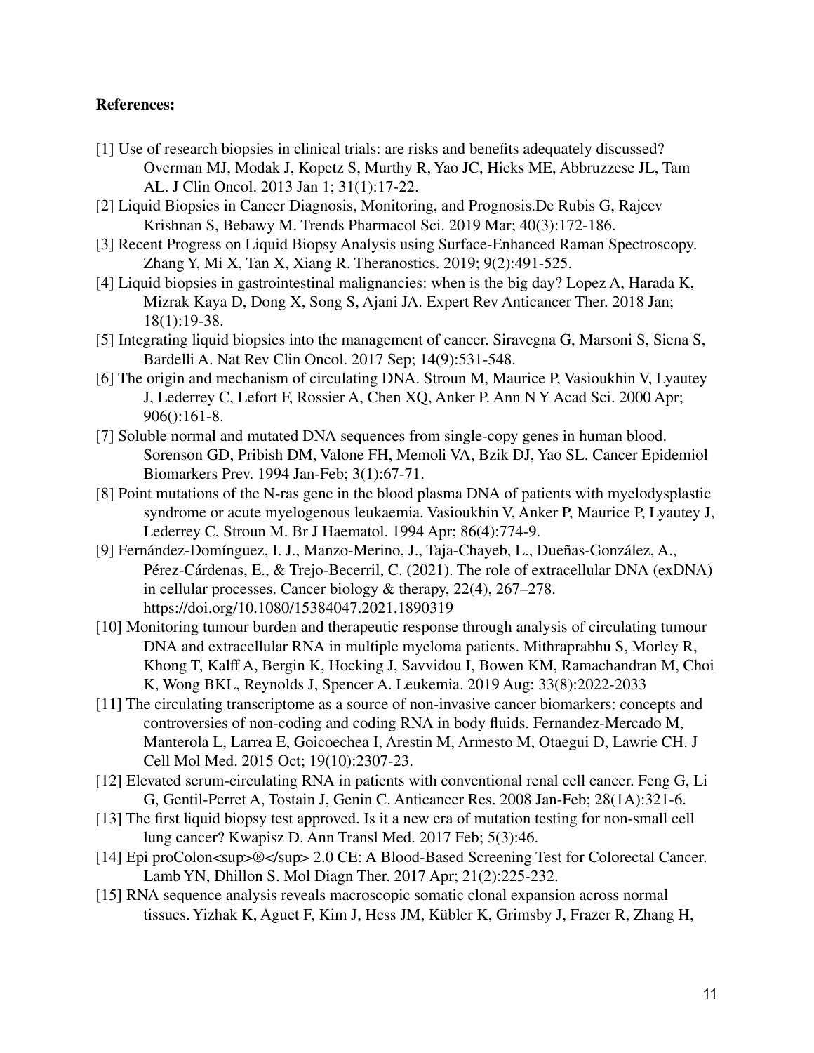**References:**

[1] Use of research biopsies in clinical trials: are risks and benefits adequately discussed? Overman MJ, Modak J, Kopetz S, Murthy R, Yao JC, Hicks ME, Abbruzzese JL, Tam AL. J Clin Oncol. 2013 Jan 1; 31(1):17-22.

[2] Liquid Biopsies in Cancer Diagnosis, Monitoring, and Prognosis.De Rubis G, Rajeev Krishnan S, Bebawy M. Trends Pharmacol Sci. 2019 Mar; 40(3):172-186.

[3] Recent Progress on Liquid Biopsy Analysis using Surface-Enhanced Raman Spectroscopy. Zhang Y, Mi X, Tan X, Xiang R. Theranostics. 2019; 9(2):491-525.

[4] Liquid biopsies in gastrointestinal malignancies: when is the big day? Lopez A, Harada K, Mizrak Kaya D, Dong X, Song S, Ajani JA. Expert Rev Anticancer Ther. 2018 Jan; 18(1):19-38.

[5] Integrating liquid biopsies into the management of cancer. Siravegna G, Marsoni S, Siena S, Bardelli A. Nat Rev Clin Oncol. 2017 Sep; 14(9):531-548.

[6] The origin and mechanism of circulating DNA. Stroun M, Maurice P, Vasioukhin V, Lyautey J, Lederrey C, Lefort F, Rossier A, Chen XQ, Anker P. Ann N Y Acad Sci. 2000 Apr; 906():161-8.

[7] Soluble normal and mutated DNA sequences from single-copy genes in human blood. Sorenson GD, Pribish DM, Valone FH, Memoli VA, Bzik DJ, Yao SL. Cancer Epidemiol Biomarkers Prev. 1994 Jan-Feb; 3(1):67-71.

[8] Point mutations of the N-ras gene in the blood plasma DNA of patients with myelodysplastic syndrome or acute myelogenous leukaemia. Vasioukhin V, Anker P, Maurice P, Lyautey J, Lederrey C, Stroun M. Br J Haematol. 1994 Apr; 86(4):774-9.

[9] Fernández-Domínguez, I. J., Manzo-Merino, J., Taja-Chayeb, L., Dueñas-González, A., Pérez-Cárdenas, E., & Trejo-Becerril, C. (2021). The role of extracellular DNA (exDNA) in cellular processes. Cancer biology & therapy, 22(4), 267–278. https://doi.org/10.1080/15384047.2021.1890319

[10] Monitoring tumour burden and therapeutic response through analysis of circulating tumour DNA and extracellular RNA in multiple myeloma patients. Mithraprabhu S, Morley R, Khong T, Kalff A, Bergin K, Hocking J, Savvidou I, Bowen KM, Ramachandran M, Choi K, Wong BKL, Reynolds J, Spencer A. Leukemia. 2019 Aug; 33(8):2022-2033

[11] The circulating transcriptome as a source of non-invasive cancer biomarkers: concepts and controversies of non-coding and coding RNA in body fluids. Fernandez-Mercado M, Manterola L, Larrea E, Goicoechea I, Arestin M, Armesto M, Otaegui D, Lawrie CH. J Cell Mol Med. 2015 Oct; 19(10):2307-23.

[12] Elevated serum-circulating RNA in patients with conventional renal cell cancer. Feng G, Li G, Gentil-Perret A, Tostain J, Genin C. Anticancer Res. 2008 Jan-Feb; 28(1A):321-6.

[13] The first liquid biopsy test approved. Is it a new era of mutation testing for non-small cell lung cancer? Kwapisz D. Ann Transl Med. 2017 Feb; 5(3):46.

[14] Epi proColon<sup>®</sup> 2.0 CE: A Blood-Based Screening Test for Colorectal Cancer. Lamb YN, Dhillon S. Mol Diagn Ther. 2017 Apr; 21(2):225-232.

[15] RNA sequence analysis reveals macroscopic somatic clonal expansion across normal tissues. Yizhak K, Aguet F, Kim J, Hess JM, Kübler K, Grimsby J, Frazer R, Zhang H,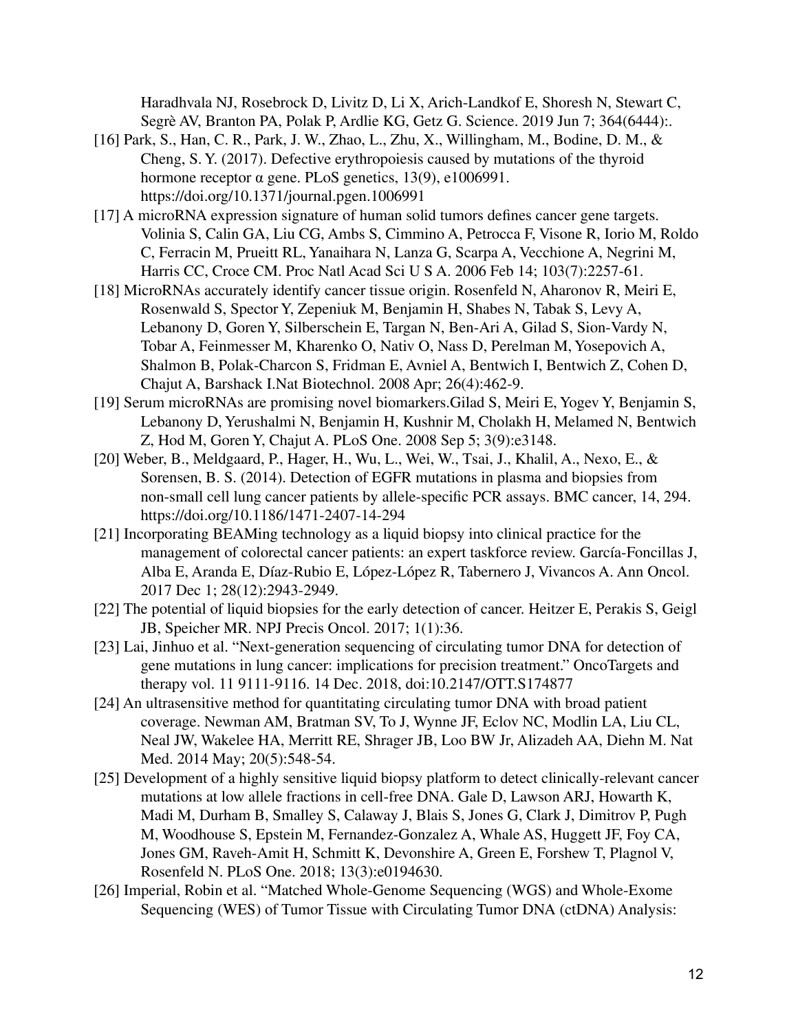Haradhvala NJ, Rosebrock D, Livitz D, Li X, Arich-Landkof E, Shoresh N, Stewart C, Segrè AV, Branton PA, Polak P, Ardlie KG, Getz G. Science. 2019 Jun 7; 364(6444):.

[16] Park, S., Han, C. R., Park, J. W., Zhao, L., Zhu, X., Willingham, M., Bodine, D. M., & Cheng, S. Y. (2017). Defective erythropoiesis caused by mutations of the thyroid hormone receptor α gene. PLoS genetics, 13(9), e1006991. https://doi.org/10.1371/journal.pgen.1006991

[17] A microRNA expression signature of human solid tumors defines cancer gene targets. Volinia S, Calin GA, Liu CG, Ambs S, Cimmino A, Petrocca F, Visone R, Iorio M, Roldo C, Ferracin M, Prueitt RL, Yanaihara N, Lanza G, Scarpa A, Vecchione A, Negrini M, Harris CC, Croce CM. Proc Natl Acad Sci U S A. 2006 Feb 14; 103(7):2257-61.

[18] MicroRNAs accurately identify cancer tissue origin. Rosenfeld N, Aharonov R, Meiri E, Rosenwald S, Spector Y, Zepeniuk M, Benjamin H, Shabes N, Tabak S, Levy A, Lebanony D, Goren Y, Silberschein E, Targan N, Ben-Ari A, Gilad S, Sion-Vardy N, Tobar A, Feinmesser M, Kharenko O, Nativ O, Nass D, Perelman M, Yosepovich A, Shalmon B, Polak-Charcon S, Fridman E, Avniel A, Bentwich I, Bentwich Z, Cohen D, Chajut A, Barshack I.Nat Biotechnol. 2008 Apr; 26(4):462-9.

[19] Serum microRNAs are promising novel biomarkers.Gilad S, Meiri E, Yogev Y, Benjamin S, Lebanony D, Yerushalmi N, Benjamin H, Kushnir M, Cholakh H, Melamed N, Bentwich Z, Hod M, Goren Y, Chajut A. PLoS One. 2008 Sep 5; 3(9):e3148.

[20] Weber, B., Meldgaard, P., Hager, H., Wu, L., Wei, W., Tsai, J., Khalil, A., Nexo, E., & Sorensen, B. S. (2014). Detection of EGFR mutations in plasma and biopsies from non-small cell lung cancer patients by allele-specific PCR assays. BMC cancer, 14, 294. https://doi.org/10.1186/1471-2407-14-294

[21] Incorporating BEAMing technology as a liquid biopsy into clinical practice for the management of colorectal cancer patients: an expert taskforce review. García-Foncillas J, Alba E, Aranda E, Díaz-Rubio E, López-López R, Tabernero J, Vivancos A. Ann Oncol. 2017 Dec 1; 28(12):2943-2949.

[22] The potential of liquid biopsies for the early detection of cancer. Heitzer E, Perakis S, Geigl JB, Speicher MR. NPJ Precis Oncol. 2017; 1(1):36.

[23] Lai, Jinhuo et al. "Next-generation sequencing of circulating tumor DNA for detection of gene mutations in lung cancer: implications for precision treatment." OncoTargets and therapy vol. 11 9111-9116. 14 Dec. 2018, doi:10.2147/OTT.S174877

[24] An ultrasensitive method for quantitating circulating tumor DNA with broad patient coverage. Newman AM, Bratman SV, To J, Wynne JF, Eclov NC, Modlin LA, Liu CL, Neal JW, Wakelee HA, Merritt RE, Shrager JB, Loo BW Jr, Alizadeh AA, Diehn M. Nat Med. 2014 May; 20(5):548-54.

[25] Development of a highly sensitive liquid biopsy platform to detect clinically-relevant cancer mutations at low allele fractions in cell-free DNA. Gale D, Lawson ARJ, Howarth K, Madi M, Durham B, Smalley S, Calaway J, Blais S, Jones G, Clark J, Dimitrov P, Pugh M, Woodhouse S, Epstein M, Fernandez-Gonzalez A, Whale AS, Huggett JF, Foy CA, Jones GM, Raveh-Amit H, Schmitt K, Devonshire A, Green E, Forshew T, Plagnol V, Rosenfeld N. PLoS One. 2018; 13(3):e0194630.

[26] Imperial, Robin et al. "Matched Whole-Genome Sequencing (WGS) and Whole-Exome Sequencing (WES) of Tumor Tissue with Circulating Tumor DNA (ctDNA) Analysis: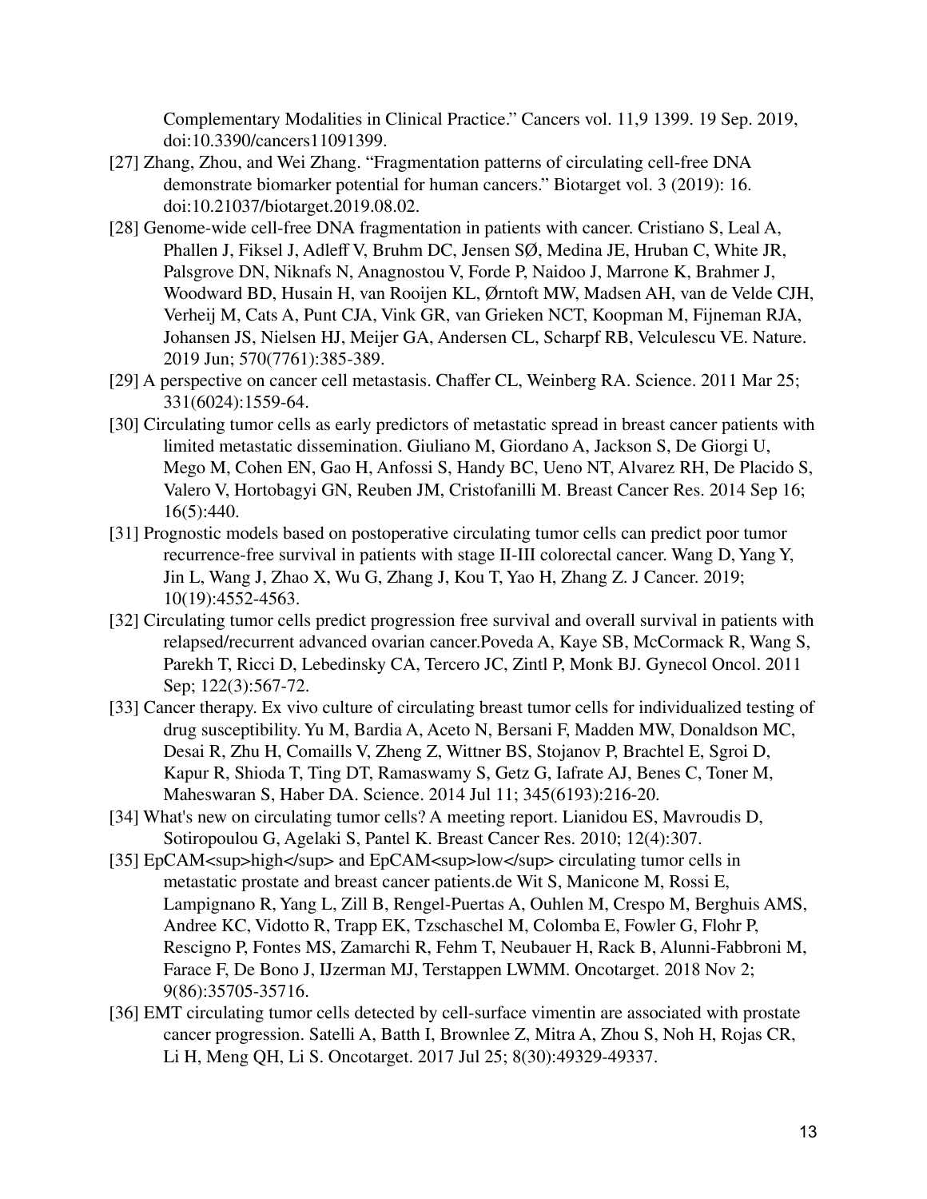Complementary Modalities in Clinical Practice." Cancers vol. 11,9 1399. 19 Sep. 2019, doi:10.3390/cancers11091399.

[27] Zhang, Zhou, and Wei Zhang. "Fragmentation patterns of circulating cell-free DNA demonstrate biomarker potential for human cancers." Biotarget vol. 3 (2019): 16. doi:10.21037/biotarget.2019.08.02.

[28] Genome-wide cell-free DNA fragmentation in patients with cancer. Cristiano S, Leal A, Phallen J, Fiksel J, Adleff V, Bruhm DC, Jensen SØ, Medina JE, Hruban C, White JR, Palsgrove DN, Niknafs N, Anagnostou V, Forde P, Naidoo J, Marrone K, Brahmer J, Woodward BD, Husain H, van Rooijen KL, Ørntoft MW, Madsen AH, van de Velde CJH, Verheij M, Cats A, Punt CJA, Vink GR, van Grieken NCT, Koopman M, Fijneman RJA, Johansen JS, Nielsen HJ, Meijer GA, Andersen CL, Scharpf RB, Velculescu VE. Nature. 2019 Jun; 570(7761):385-389.

[29] A perspective on cancer cell metastasis. Chaffer CL, Weinberg RA. Science. 2011 Mar 25; 331(6024):1559-64.

[30] Circulating tumor cells as early predictors of metastatic spread in breast cancer patients with limited metastatic dissemination. Giuliano M, Giordano A, Jackson S, De Giorgi U, Mego M, Cohen EN, Gao H, Anfossi S, Handy BC, Ueno NT, Alvarez RH, De Placido S, Valero V, Hortobagyi GN, Reuben JM, Cristofanilli M. Breast Cancer Res. 2014 Sep 16; 16(5):440.

[31] Prognostic models based on postoperative circulating tumor cells can predict poor tumor recurrence-free survival in patients with stage II-III colorectal cancer. Wang D, Yang Y, Jin L, Wang J, Zhao X, Wu G, Zhang J, Kou T, Yao H, Zhang Z. J Cancer. 2019; 10(19):4552-4563.

[32] Circulating tumor cells predict progression free survival and overall survival in patients with relapsed/recurrent advanced ovarian cancer.Poveda A, Kaye SB, McCormack R, Wang S, Parekh T, Ricci D, Lebedinsky CA, Tercero JC, Zintl P, Monk BJ. Gynecol Oncol. 2011 Sep; 122(3):567-72.

[33] Cancer therapy. Ex vivo culture of circulating breast tumor cells for individualized testing of drug susceptibility. Yu M, Bardia A, Aceto N, Bersani F, Madden MW, Donaldson MC, Desai R, Zhu H, Comaills V, Zheng Z, Wittner BS, Stojanov P, Brachtel E, Sgroi D, Kapur R, Shioda T, Ting DT, Ramaswamy S, Getz G, Iafrate AJ, Benes C, Toner M, Maheswaran S, Haber DA. Science. 2014 Jul 11; 345(6193):216-20.

[34] What's new on circulating tumor cells? A meeting report. Lianidou ES, Mavroudis D, Sotiropoulou G, Agelaki S, Pantel K. Breast Cancer Res. 2010; 12(4):307.

[35] EpCAM&lt;sup&gt;high&lt;/sup&gt; and EpCAM&lt;sup&gt;low&lt;/sup&gt; circulating tumor cells in metastatic prostate and breast cancer patients.de Wit S, Manicone M, Rossi E, Lampignano R, Yang L, Zill B, Rengel-Puertas A, Ouhlen M, Crespo M, Berghuis AMS, Andree KC, Vidotto R, Trapp EK, Tzschaschel M, Colomba E, Fowler G, Flohr P, Rescigno P, Fontes MS, Zamarchi R, Fehm T, Neubauer H, Rack B, Alunni-Fabbroni M, Farace F, De Bono J, IJzerman MJ, Terstappen LWMM. Oncotarget. 2018 Nov 2; 9(86):35705-35716.

[36] EMT circulating tumor cells detected by cell-surface vimentin are associated with prostate cancer progression. Satelli A, Batth I, Brownlee Z, Mitra A, Zhou S, Noh H, Rojas CR, Li H, Meng QH, Li S. Oncotarget. 2017 Jul 25; 8(30):49329-49337.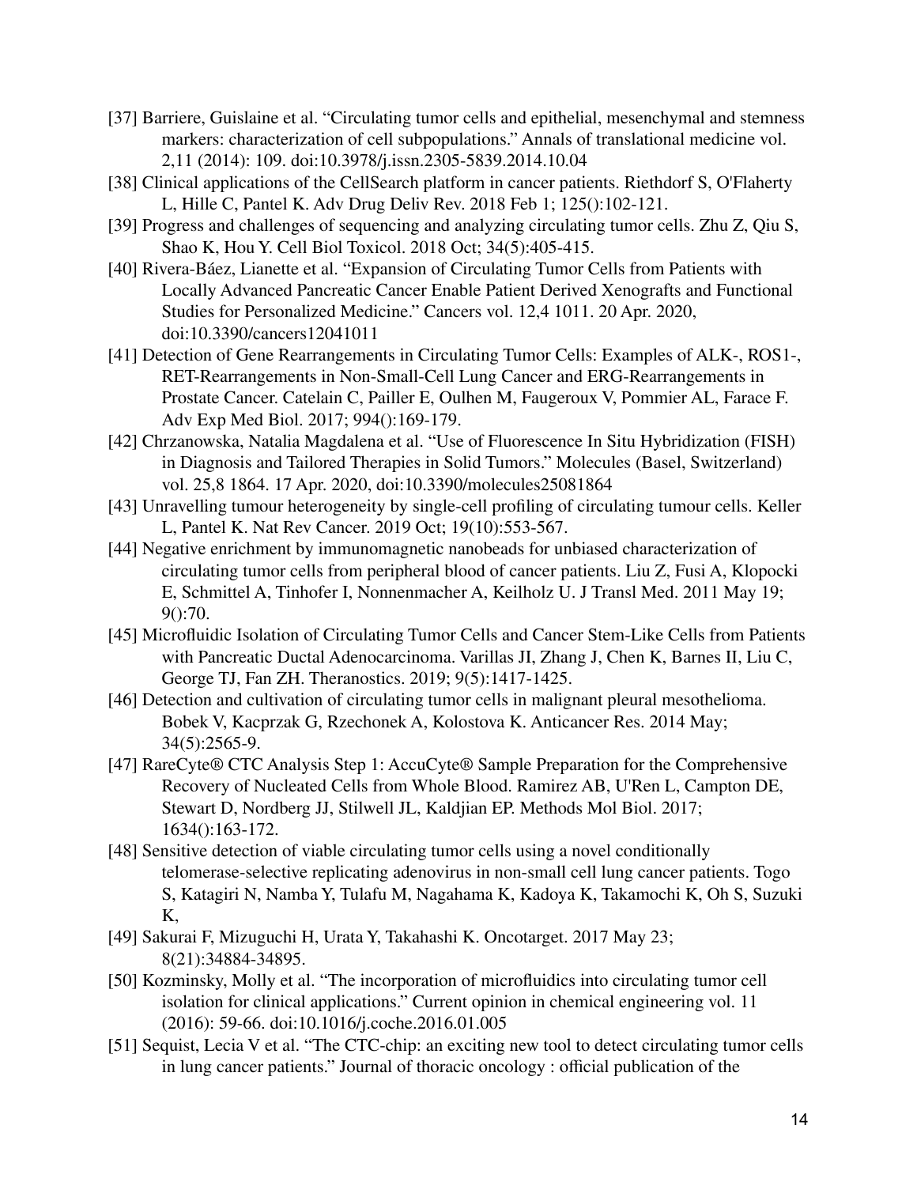[37] Barriere, Guislaine et al. "Circulating tumor cells and epithelial, mesenchymal and stemness markers: characterization of cell subpopulations." Annals of translational medicine vol. 2,11 (2014): 109. doi:10.3978/j.issn.2305-5839.2014.10.04

[38] Clinical applications of the CellSearch platform in cancer patients. Riethdorf S, O'Flaherty L, Hille C, Pantel K. Adv Drug Deliv Rev. 2018 Feb 1; 125():102-121.

[39] Progress and challenges of sequencing and analyzing circulating tumor cells. Zhu Z, Qiu S, Shao K, Hou Y. Cell Biol Toxicol. 2018 Oct; 34(5):405-415.

[40] Rivera-Báez, Lianette et al. "Expansion of Circulating Tumor Cells from Patients with Locally Advanced Pancreatic Cancer Enable Patient Derived Xenografts and Functional Studies for Personalized Medicine." Cancers vol. 12,4 1011. 20 Apr. 2020, doi:10.3390/cancers12041011

[41] Detection of Gene Rearrangements in Circulating Tumor Cells: Examples of ALK-, ROS1-, RET-Rearrangements in Non-Small-Cell Lung Cancer and ERG-Rearrangements in Prostate Cancer. Catelain C, Pailler E, Oulhen M, Faugeroux V, Pommier AL, Farace F. Adv Exp Med Biol. 2017; 994():169-179.

[42] Chrzanowska, Natalia Magdalena et al. "Use of Fluorescence In Situ Hybridization (FISH) in Diagnosis and Tailored Therapies in Solid Tumors." Molecules (Basel, Switzerland) vol. 25,8 1864. 17 Apr. 2020, doi:10.3390/molecules25081864

[43] Unravelling tumour heterogeneity by single-cell profiling of circulating tumour cells. Keller L, Pantel K. Nat Rev Cancer. 2019 Oct; 19(10):553-567.

[44] Negative enrichment by immunomagnetic nanobeads for unbiased characterization of circulating tumor cells from peripheral blood of cancer patients. Liu Z, Fusi A, Klopocki E, Schmittel A, Tinhofer I, Nonnenmacher A, Keilholz U. J Transl Med. 2011 May 19; 9():70.

[45] Microfluidic Isolation of Circulating Tumor Cells and Cancer Stem-Like Cells from Patients with Pancreatic Ductal Adenocarcinoma. Varillas JI, Zhang J, Chen K, Barnes II, Liu C, George TJ, Fan ZH. Theranostics. 2019; 9(5):1417-1425.

[46] Detection and cultivation of circulating tumor cells in malignant pleural mesothelioma. Bobek V, Kacprzak G, Rzechonek A, Kolostova K. Anticancer Res. 2014 May; 34(5):2565-9.

[47] RareCyte® CTC Analysis Step 1: AccuCyte® Sample Preparation for the Comprehensive Recovery of Nucleated Cells from Whole Blood. Ramirez AB, U'Ren L, Campton DE, Stewart D, Nordberg JJ, Stilwell JL, Kaldjian EP. Methods Mol Biol. 2017; 1634():163-172.

[48] Sensitive detection of viable circulating tumor cells using a novel conditionally telomerase-selective replicating adenovirus in non-small cell lung cancer patients. Togo S, Katagiri N, Namba Y, Tulafu M, Nagahama K, Kadoya K, Takamochi K, Oh S, Suzuki K,

[49] Sakurai F, Mizuguchi H, Urata Y, Takahashi K. Oncotarget. 2017 May 23; 8(21):34884-34895.

[50] Kozminsky, Molly et al. "The incorporation of microfluidics into circulating tumor cell isolation for clinical applications." Current opinion in chemical engineering vol. 11 (2016): 59-66. doi:10.1016/j.coche.2016.01.005

[51] Sequist, Lecia V et al. "The CTC-chip: an exciting new tool to detect circulating tumor cells in lung cancer patients." Journal of thoracic oncology : official publication of the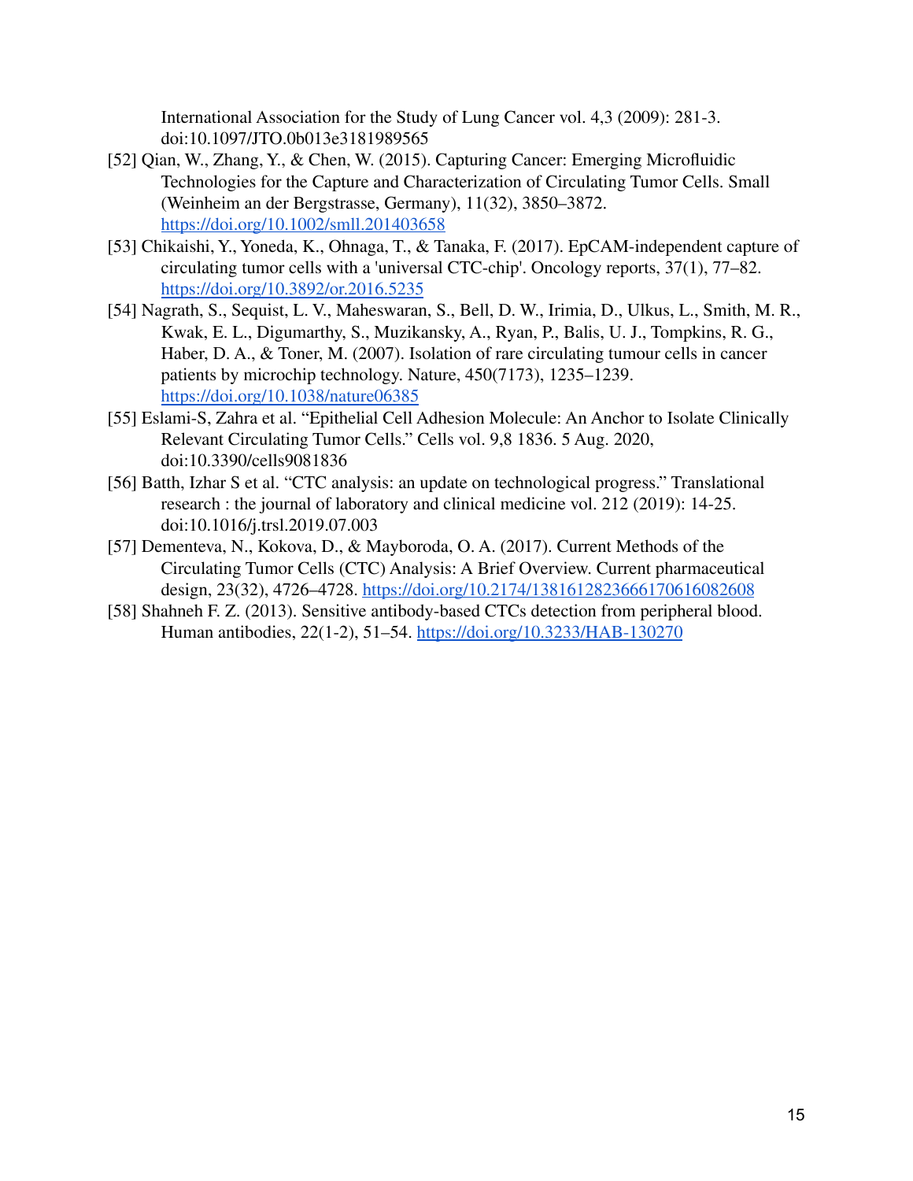International Association for the Study of Lung Cancer vol. 4,3 (2009): 281-3. doi:10.1097/JTO.0b013e3181989565

[52] Qian, W., Zhang, Y., & Chen, W. (2015). Capturing Cancer: Emerging Microfluidic Technologies for the Capture and Characterization of Circulating Tumor Cells. Small (Weinheim an der Bergstrasse, Germany), 11(32), 3850–3872. https://doi.org/10.1002/smll.201403658

[53] Chikaishi, Y., Yoneda, K., Ohnaga, T., & Tanaka, F. (2017). EpCAM-independent capture of circulating tumor cells with a 'universal CTC-chip'. Oncology reports, 37(1), 77–82. https://doi.org/10.3892/or.2016.5235

[54] Nagrath, S., Sequist, L. V., Maheswaran, S., Bell, D. W., Irimia, D., Ulkus, L., Smith, M. R., Kwak, E. L., Digumarthy, S., Muzikansky, A., Ryan, P., Balis, U. J., Tompkins, R. G., Haber, D. A., & Toner, M. (2007). Isolation of rare circulating tumour cells in cancer patients by microchip technology. Nature, 450(7173), 1235–1239. https://doi.org/10.1038/nature06385

[55] Eslami-S, Zahra et al. "Epithelial Cell Adhesion Molecule: An Anchor to Isolate Clinically Relevant Circulating Tumor Cells." Cells vol. 9,8 1836. 5 Aug. 2020, doi:10.3390/cells9081836

[56] Batth, Izhar S et al. "CTC analysis: an update on technological progress." Translational research : the journal of laboratory and clinical medicine vol. 212 (2019): 14-25. doi:10.1016/j.trsl.2019.07.003

[57] Dementeva, N., Kokova, D., & Mayboroda, O. A. (2017). Current Methods of the Circulating Tumor Cells (CTC) Analysis: A Brief Overview. Current pharmaceutical design, 23(32), 4726–4728. https://doi.org/10.2174/1381612823666170616082608

[58] Shahneh F. Z. (2013). Sensitive antibody-based CTCs detection from peripheral blood. Human antibodies, 22(1-2), 51–54. https://doi.org/10.3233/HAB-130270